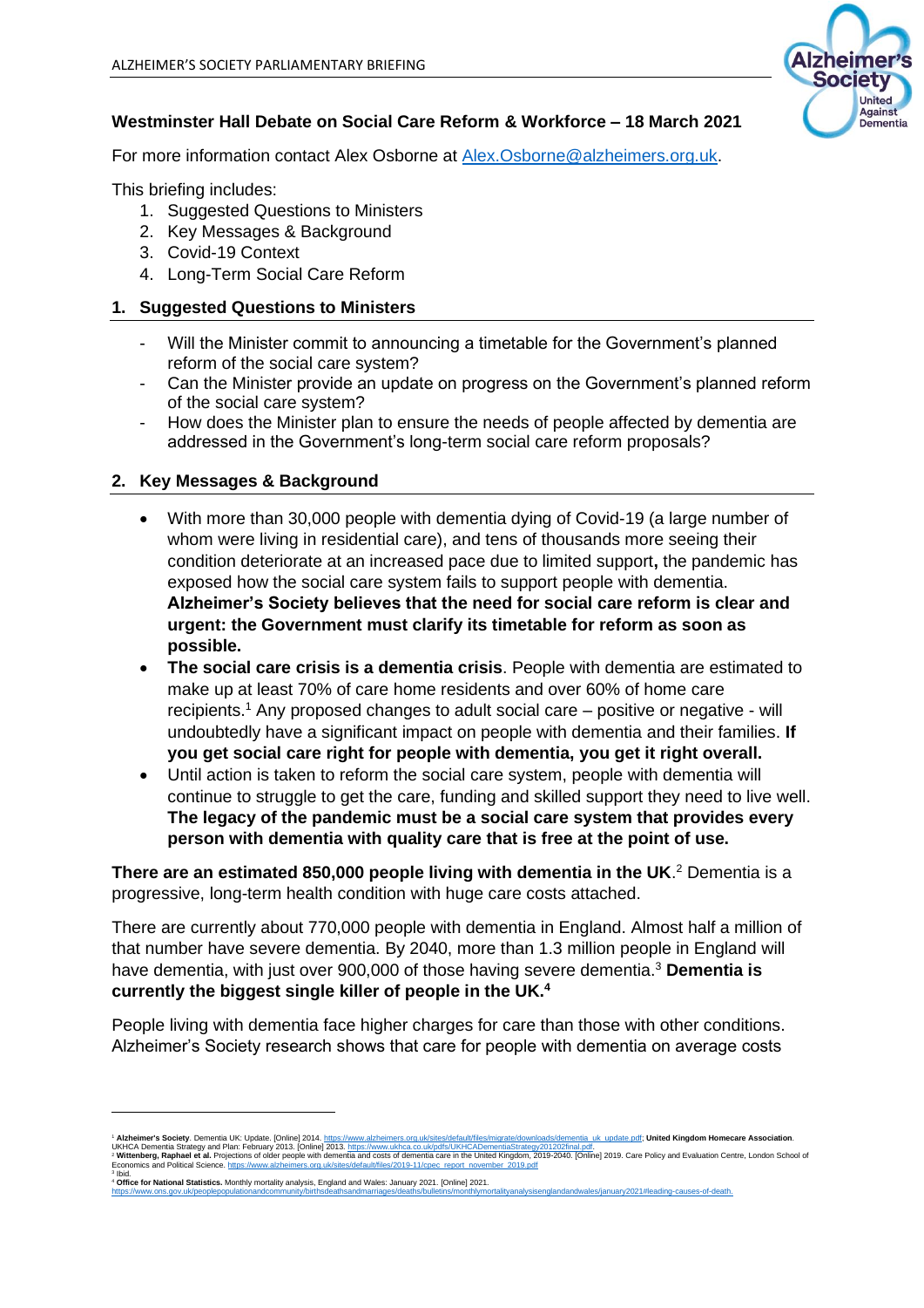# Westminster Hall Debate on Social Care Reform & Workforce – 18 March 2021

For more information contact Alex Osborne at Alex.Osborne@alzheimers.org.uk.

This briefing includes:

1. Suggested Questions to Ministers
2. Key Messages & Background
3. Covid-19 Context
4. Long-Term Social Care Reform

## 1. Suggested Questions to Ministers

- Will the Minister commit to announcing a timetable for the Government's planned reform of the social care system?
- Can the Minister provide an update on progress on the Government's planned reform of the social care system?
- How does the Minister plan to ensure the needs of people affected by dementia are addressed in the Government's long-term social care reform proposals?

## 2. Key Messages & Background

- With more than 30,000 people with dementia dying of Covid-19 (a large number of whom were living in residential care), and tens of thousands more seeing their condition deteriorate at an increased pace due to limited support**,** the pandemic has exposed how the social care system fails to support people with dementia. **Alzheimer's Society believes that the need for social care reform is clear and urgent: the Government must clarify its timetable for reform as soon as possible.**
- **The social care crisis is a dementia crisis**. People with dementia are estimated to make up at least 70% of care home residents and over 60% of home care recipients.[1] Any proposed changes to adult social care – positive or negative - will undoubtedly have a significant impact on people with dementia and their families. **If you get social care right for people with dementia, you get it right overall.**
- Until action is taken to reform the social care system, people with dementia will continue to struggle to get the care, funding and skilled support they need to live well. **The legacy of the pandemic must be a social care system that provides every person with dementia with quality care that is free at the point of use.**

**There are an estimated 850,000 people living with dementia in the UK**.[2] Dementia is a progressive, long-term health condition with huge care costs attached.

There are currently about 770,000 people with dementia in England. Almost half a million of that number have severe dementia. By 2040, more than 1.3 million people in England will have dementia, with just over 900,000 of those having severe dementia.[3] **Dementia is currently the biggest single killer of people in the UK.[4]**

People living with dementia face higher charges for care than those with other conditions. Alzheimer's Society research shows that care for people with dementia on average costs

---

[1] **Alzheimer's Society**. Dementia UK: Update. [Online] 2014. https://www.alzheimers.org.uk/sites/default/files/migrate/downloads/dementia_uk_update.pdf; **United Kingdom Homecare Association**. UKHCA Dementia Strategy and Plan: February 2013. [Online] 2013. https://www.ukhca.co.uk/pdfs/UKHCADementiaStrategy201202final.pdf.

[2] **Wittenberg, Raphael et al.** Projections of older people with dementia and costs of dementia care in the United Kingdom, 2019-2040. [Online] 2019. Care Policy and Evaluation Centre, London School of Economics and Political Science. https://www.alzheimers.org.uk/sites/default/files/2019-11/cpec_report_november_2019.pdf

[3] Ibid.

[4] **Office for National Statistics.** Monthly mortality analysis, England and Wales: January 2021. [Online] 2021. https://www.ons.gov.uk/peoplepopulationandcommunity/birthsdeathsandmarriages/deaths/bulletins/monthlymortalityanalysisenglandandwales/january2021#leading-causes-of-death.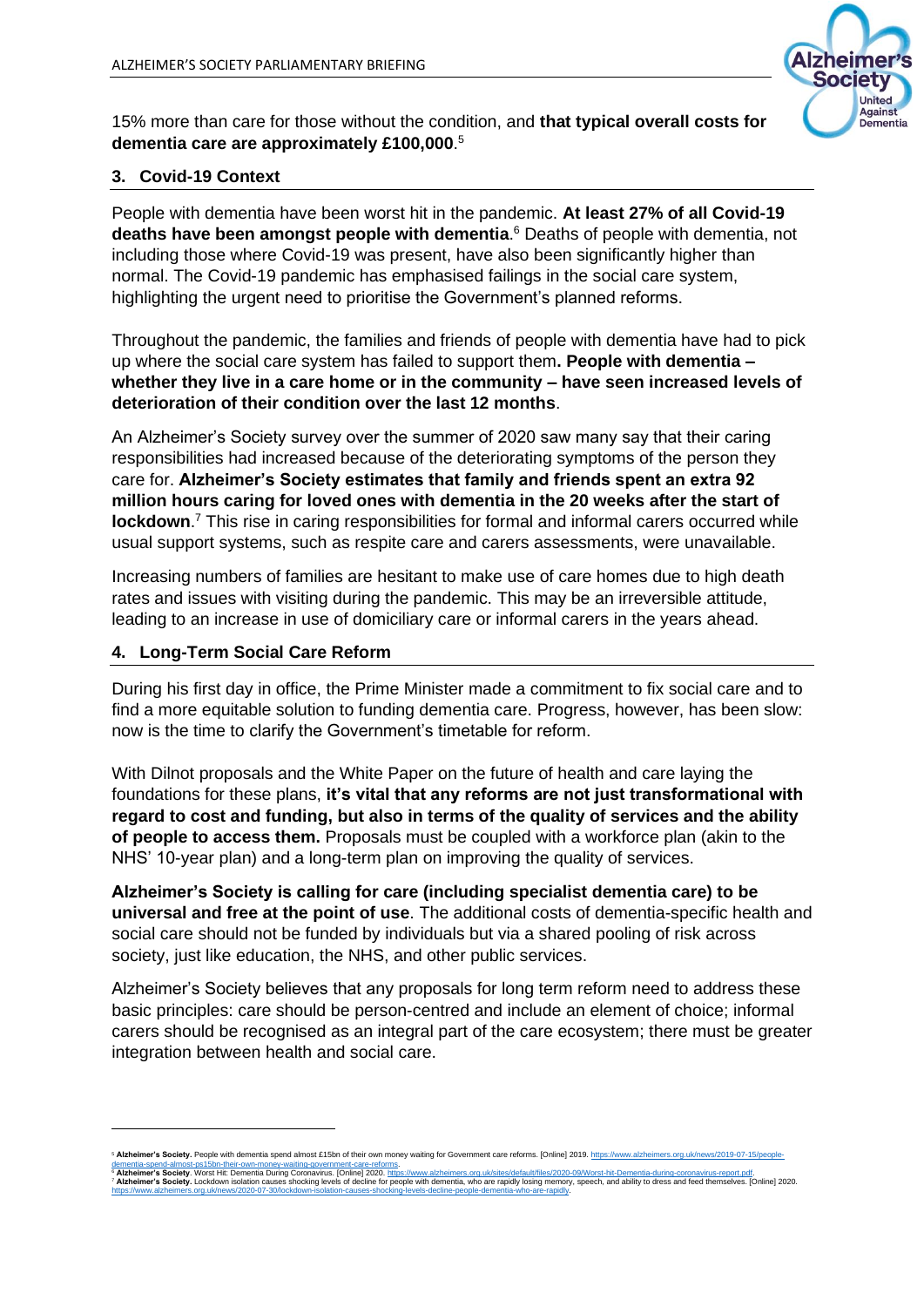15% more than care for those without the condition, and **that typical overall costs for dementia care are approximately £100,000**.[5]

## 3. Covid-19 Context

People with dementia have been worst hit in the pandemic. **At least 27% of all Covid-19 deaths have been amongst people with dementia**.[6] Deaths of people with dementia, not including those where Covid-19 was present, have also been significantly higher than normal. The Covid-19 pandemic has emphasised failings in the social care system, highlighting the urgent need to prioritise the Government's planned reforms.

Throughout the pandemic, the families and friends of people with dementia have had to pick up where the social care system has failed to support them**. People with dementia – whether they live in a care home or in the community – have seen increased levels of deterioration of their condition over the last 12 months**.

An Alzheimer's Society survey over the summer of 2020 saw many say that their caring responsibilities had increased because of the deteriorating symptoms of the person they care for. **Alzheimer's Society estimates that family and friends spent an extra 92 million hours caring for loved ones with dementia in the 20 weeks after the start of lockdown**.[7] This rise in caring responsibilities for formal and informal carers occurred while usual support systems, such as respite care and carers assessments, were unavailable.

Increasing numbers of families are hesitant to make use of care homes due to high death rates and issues with visiting during the pandemic. This may be an irreversible attitude, leading to an increase in use of domiciliary care or informal carers in the years ahead.

## 4. Long-Term Social Care Reform

During his first day in office, the Prime Minister made a commitment to fix social care and to find a more equitable solution to funding dementia care. Progress, however, has been slow: now is the time to clarify the Government's timetable for reform.

With Dilnot proposals and the White Paper on the future of health and care laying the foundations for these plans, **it's vital that any reforms are not just transformational with regard to cost and funding, but also in terms of the quality of services and the ability of people to access them.** Proposals must be coupled with a workforce plan (akin to the NHS' 10-year plan) and a long-term plan on improving the quality of services.

**Alzheimer's Society is calling for care (including specialist dementia care) to be universal and free at the point of use**. The additional costs of dementia-specific health and social care should not be funded by individuals but via a shared pooling of risk across society, just like education, the NHS, and other public services.

Alzheimer's Society believes that any proposals for long term reform need to address these basic principles: care should be person-centred and include an element of choice; informal carers should be recognised as an integral part of the care ecosystem; there must be greater integration between health and social care.

---

[5] **Alzheimer's Society.** People with dementia spend almost £15bn of their own money waiting for Government care reforms. [Online] 2019. https://www.alzheimers.org.uk/news/2019-07-15/people-dementia-spend-almost-ps15bn-their-own-money-waiting-government-care-reforms.

[6] **Alzheimer's Society**. Worst Hit: Dementia During Coronavirus. [Online] 2020. https://www.alzheimers.org.uk/sites/default/files/2020-09/Worst-hit-Dementia-during-coronavirus-report.pdf.

[7] **Alzheimer's Society.** Lockdown isolation causes shocking levels of decline for people with dementia, who are rapidly losing memory, speech, and ability to dress and feed themselves. [Online] 2020. https://www.alzheimers.org.uk/news/2020-07-30/lockdown-isolation-causes-shocking-levels-decline-people-dementia-who-are-rapidly.